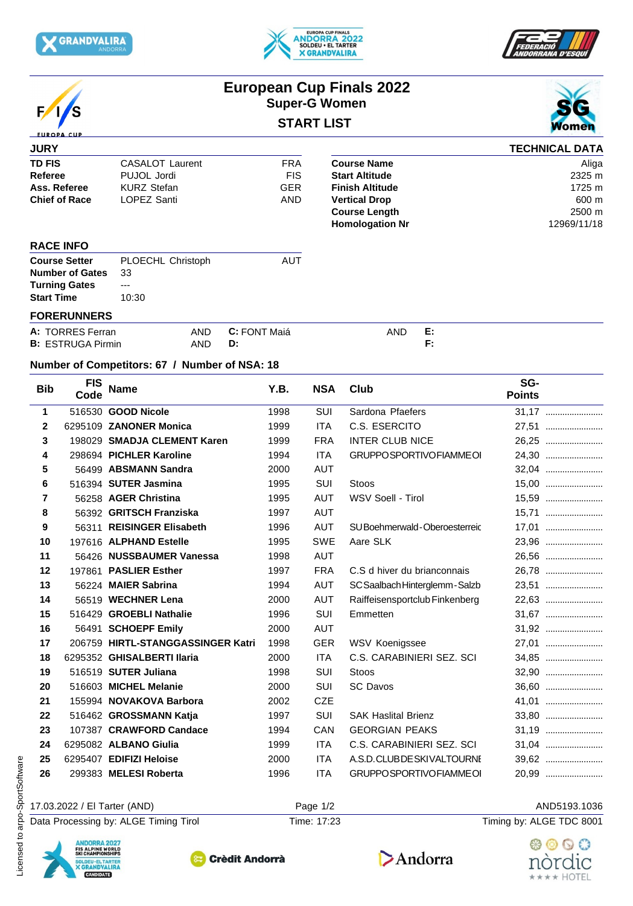# European Cup Finals 2022

## Super-G Women

### START LIST

**JURY**

| | | |
|---|---|---|
| **TD FIS** | CASALOT Laurent | FRA |
| **Referee** | PUJOL Jordi | FIS |
| **Ass. Referee** | KURZ Stefan | GER |
| **Chief of Race** | LOPEZ Santi | AND |

**TECHNICAL DATA**

| | |
|---|---|
| **Course Name** | Aliga |
| **Start Altitude** | 2325 m |
| **Finish Altitude** | 1725 m |
| **Vertical Drop** | 600 m |
| **Course Length** | 2500 m |
| **Homologation Nr** | 12969/11/18 |

**RACE INFO**

| | | |
|---|---|---|
| **Course Setter** | PLOECHL Christoph | AUT |
| **Number of Gates** | 33 | |
| **Turning Gates** | --- | |
| **Start Time** | 10:30 | |

**FORERUNNERS**

| | | | | | |
|---|---|---|---|---|---|
| **A:** TORRES Ferran | AND | **C:** FONT Maiá | AND | **E:** | |
| **B:** ESTRUGA Pirmin | AND | **D:** | | **F:** | |

**Number of Competitors: 67 / Number of NSA: 18**

| Bib | FIS Code | Name | Y.B. | NSA | Club | SG-Points | |
|---|---|---|---|---|---|---|---|
| **1** | 516530 | **GOOD Nicole** | 1998 | SUI | Sardona Pfaefers | 31,17 | ........................ |
| **2** | 6295109 | **ZANONER Monica** | 1999 | ITA | C.S. ESERCITO | 27,51 | ........................ |
| **3** | 198029 | **SMADJA CLEMENT Karen** | 1999 | FRA | INTER CLUB NICE | 26,25 | ........................ |
| **4** | 298694 | **PICHLER Karoline** | 1994 | ITA | GRUPPOSPORTIVOFIAMMEOI | 24,30 | ........................ |
| **5** | 56499 | **ABSMANN Sandra** | 2000 | AUT | | 32,04 | ........................ |
| **6** | 516394 | **SUTER Jasmina** | 1995 | SUI | Stoos | 15,00 | ........................ |
| **7** | 56258 | **AGER Christina** | 1995 | AUT | WSV Soell - Tirol | 15,59 | ........................ |
| **8** | 56392 | **GRITSCH Franziska** | 1997 | AUT | | 15,71 | ........................ |
| **9** | 56311 | **REISINGER Elisabeth** | 1996 | AUT | SU Boehmerwald-Oberoesterreic | 17,01 | ........................ |
| **10** | 197616 | **ALPHAND Estelle** | 1995 | SWE | Aare SLK | 23,96 | ........................ |
| **11** | 56426 | **NUSSBAUMER Vanessa** | 1998 | AUT | | 26,56 | ........................ |
| **12** | 197861 | **PASLIER Esther** | 1997 | FRA | C.S d hiver du brianconnais | 26,78 | ........................ |
| **13** | 56224 | **MAIER Sabrina** | 1994 | AUT | SC Saalbach Hinterglemm-Salzb | 23,51 | ........................ |
| **14** | 56519 | **WECHNER Lena** | 2000 | AUT | Raiffeisensportclub Finkenberg | 22,63 | ........................ |
| **15** | 516429 | **GROEBLI Nathalie** | 1996 | SUI | Emmetten | 31,67 | ........................ |
| **16** | 56491 | **SCHOEPF Emily** | 2000 | AUT | | 31,92 | ........................ |
| **17** | 206759 | **HIRTL-STANGGASSINGER Katri** | 1998 | GER | WSV Koenigssee | 27,01 | ........................ |
| **18** | 6295352 | **GHISALBERTI Ilaria** | 2000 | ITA | C.S. CARABINIERI SEZ. SCI | 34,85 | ........................ |
| **19** | 516519 | **SUTER Juliana** | 1998 | SUI | Stoos | 32,90 | ........................ |
| **20** | 516603 | **MICHEL Melanie** | 2000 | SUI | SC Davos | 36,60 | ........................ |
| **21** | 155994 | **NOVAKOVA Barbora** | 2002 | CZE | | 41,01 | ........................ |
| **22** | 516462 | **GROSSMANN Katja** | 1997 | SUI | SAK Haslital Brienz | 33,80 | ........................ |
| **23** | 107387 | **CRAWFORD Candace** | 1994 | CAN | GEORGIAN PEAKS | 31,19 | ........................ |
| **24** | 6295082 | **ALBANO Giulia** | 1999 | ITA | C.S. CARABINIERI SEZ. SCI | 31,04 | ........................ |
| **25** | 6295407 | **EDIFIZI Heloise** | 2000 | ITA | A.S.D.CLUBDESKIVALTOURNE | 39,62 | ........................ |
| **26** | 299383 | **MELESI Roberta** | 1996 | ITA | GRUPPOSPORTIVOFIAMMEOI | 20,99 | ........................ |

17.03.2022 / El Tarter (AND) — AND5193.1036

Data Processing by: ALGE Timing Tirol — Time: 17:23 — Timing by: ALGE TDC 8001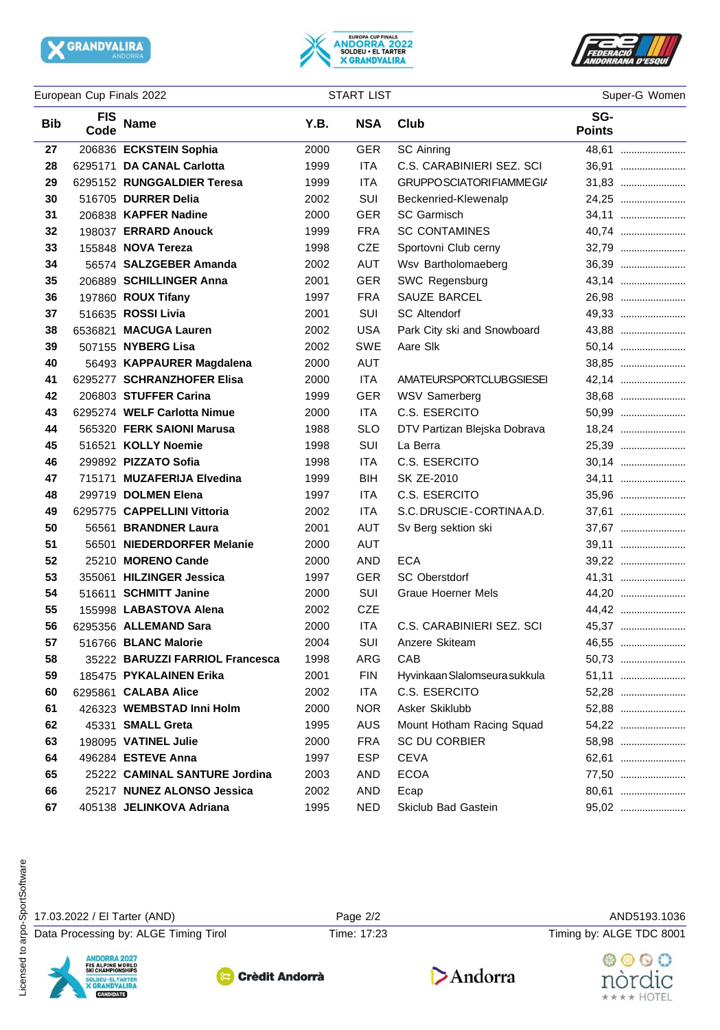European Cup Finals 2022 | START LIST | Super-G Women

| Bib | FIS Code | Name | Y.B. | NSA | Club | SG-Points |
|---|---|---|---|---|---|---|
| 27 | 206836 | **ECKSTEIN Sophia** | 2000 | GER | SC Ainring | 48,61 ........................ |
| 28 | 6295171 | **DA CANAL Carlotta** | 1999 | ITA | C.S. CARABINIERI SEZ. SCI | 36,91 ........................ |
| 29 | 6295152 | **RUNGGALDIER Teresa** | 1999 | ITA | GRUPPOSCIATORIFIAMMEGIA | 31,83 ........................ |
| 30 | 516705 | **DURRER Delia** | 2002 | SUI | Beckenried-Klewenalp | 24,25 ........................ |
| 31 | 206838 | **KAPFER Nadine** | 2000 | GER | SC Garmisch | 34,11 ........................ |
| 32 | 198037 | **ERRARD Anouck** | 1999 | FRA | SC CONTAMINES | 40,74 ........................ |
| 33 | 155848 | **NOVA Tereza** | 1998 | CZE | Sportovni Club cerny | 32,79 ........................ |
| 34 | 56574 | **SALZGEBER Amanda** | 2002 | AUT | Wsv Bartholomaeberg | 36,39 ........................ |
| 35 | 206889 | **SCHILLINGER Anna** | 2001 | GER | SWC Regensburg | 43,14 ........................ |
| 36 | 197860 | **ROUX Tifany** | 1997 | FRA | SAUZE BARCEL | 26,98 ........................ |
| 37 | 516635 | **ROSSI Livia** | 2001 | SUI | SC Altendorf | 49,33 ........................ |
| 38 | 6536821 | **MACUGA Lauren** | 2002 | USA | Park City ski and Snowboard | 43,88 ........................ |
| 39 | 507155 | **NYBERG Lisa** | 2002 | SWE | Aare Slk | 50,14 ........................ |
| 40 | 56493 | **KAPPAURER Magdalena** | 2000 | AUT | | 38,85 ........................ |
| 41 | 6295277 | **SCHRANZHOFER Elisa** | 2000 | ITA | AMATEURSPORTCLUBGSIESEI | 42,14 ........................ |
| 42 | 206803 | **STUFFER Carina** | 1999 | GER | WSV Samerberg | 38,68 ........................ |
| 43 | 6295274 | **WELF Carlotta Nimue** | 2000 | ITA | C.S. ESERCITO | 50,99 ........................ |
| 44 | 565320 | **FERK SAIONI Marusa** | 1988 | SLO | DTV Partizan Blejska Dobrava | 18,24 ........................ |
| 45 | 516521 | **KOLLY Noemie** | 1998 | SUI | La Berra | 25,39 ........................ |
| 46 | 299892 | **PIZZATO Sofia** | 1998 | ITA | C.S. ESERCITO | 30,14 ........................ |
| 47 | 715171 | **MUZAFERIJA Elvedina** | 1999 | BIH | SK ZE-2010 | 34,11 ........................ |
| 48 | 299719 | **DOLMEN Elena** | 1997 | ITA | C.S. ESERCITO | 35,96 ........................ |
| 49 | 6295775 | **CAPPELLINI Vittoria** | 2002 | ITA | S.C. DRUSCIE - CORTINA A.D. | 37,61 ........................ |
| 50 | 56561 | **BRANDNER Laura** | 2001 | AUT | Sv Berg sektion ski | 37,67 ........................ |
| 51 | 56501 | **NIEDERDORFER Melanie** | 2000 | AUT | | 39,11 ........................ |
| 52 | 25210 | **MORENO Cande** | 2000 | AND | ECA | 39,22 ........................ |
| 53 | 355061 | **HILZINGER Jessica** | 1997 | GER | SC Oberstdorf | 41,31 ........................ |
| 54 | 516611 | **SCHMITT Janine** | 2000 | SUI | Graue Hoerner Mels | 44,20 ........................ |
| 55 | 155998 | **LABASTOVA Alena** | 2002 | CZE | | 44,42 ........................ |
| 56 | 6295356 | **ALLEMAND Sara** | 2000 | ITA | C.S. CARABINIERI SEZ. SCI | 45,37 ........................ |
| 57 | 516766 | **BLANC Malorie** | 2004 | SUI | Anzere Skiteam | 46,55 ........................ |
| 58 | 35222 | **BARUZZI FARRIOL Francesca** | 1998 | ARG | CAB | 50,73 ........................ |
| 59 | 185475 | **PYKALAINEN Erika** | 2001 | FIN | Hyvinkaan Slalomseura sukkula | 51,11 ........................ |
| 60 | 6295861 | **CALABA Alice** | 2002 | ITA | C.S. ESERCITO | 52,28 ........................ |
| 61 | 426323 | **WEMBSTAD Inni Holm** | 2000 | NOR | Asker Skiklubb | 52,88 ........................ |
| 62 | 45331 | **SMALL Greta** | 1995 | AUS | Mount Hotham Racing Squad | 54,22 ........................ |
| 63 | 198095 | **VATINEL Julie** | 2000 | FRA | SC DU CORBIER | 58,98 ........................ |
| 64 | 496284 | **ESTEVE Anna** | 1997 | ESP | CEVA | 62,61 ........................ |
| 65 | 25222 | **CAMINAL SANTURE Jordina** | 2003 | AND | ECOA | 77,50 ........................ |
| 66 | 25217 | **NUNEZ ALONSO Jessica** | 2002 | AND | Ecap | 80,61 ........................ |
| 67 | 405138 | **JELINKOVA Adriana** | 1995 | NED | Skiclub Bad Gastein | 95,02 ........................ |

17.03.2022 / El Tarter (AND) | AND5193.1036

Data Processing by: ALGE Timing Tirol | Time: 17:23 | Timing by: ALGE TDC 8001